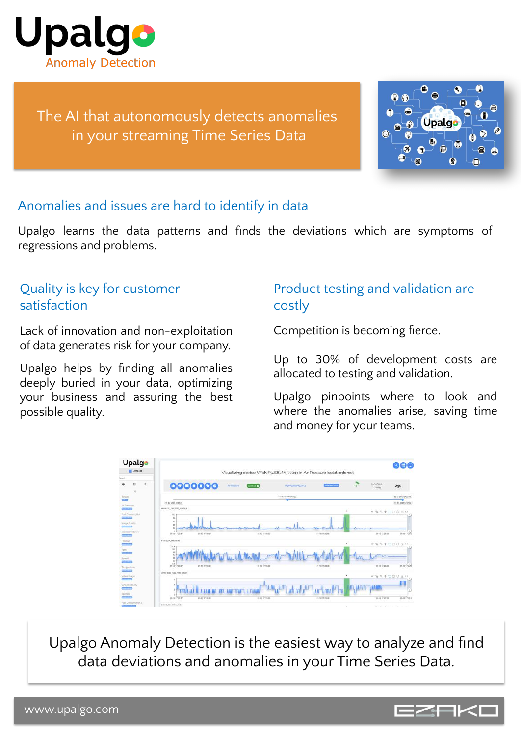# Upalgo

Anomaly Detection

The AI that autonomously detects anomalies in your streaming Time Series Data

## Anomalies and issues are hard to identify in data

Upalgo learns the data patterns and finds the deviations which are symptoms of regressions and problems.

## Quality is key for customer satisfaction

Lack of innovation and non-exploitation of data generates risk for your company.

Upalgo helps by finding all anomalies deeply buried in your data, optimizing your business and assuring the best possible quality.

## Product testing and validation are costly

Competition is becoming fierce.

Up to 30% of development costs are allocated to testing and validation.

Upalgo pinpoints where to look and where the anomalies arise, saving time and money for your teams.

Upalgo Anomaly Detection is the easiest way to analyze and find data deviations and anomalies in your Time Series Data.

www.upalgo.com

EZAKO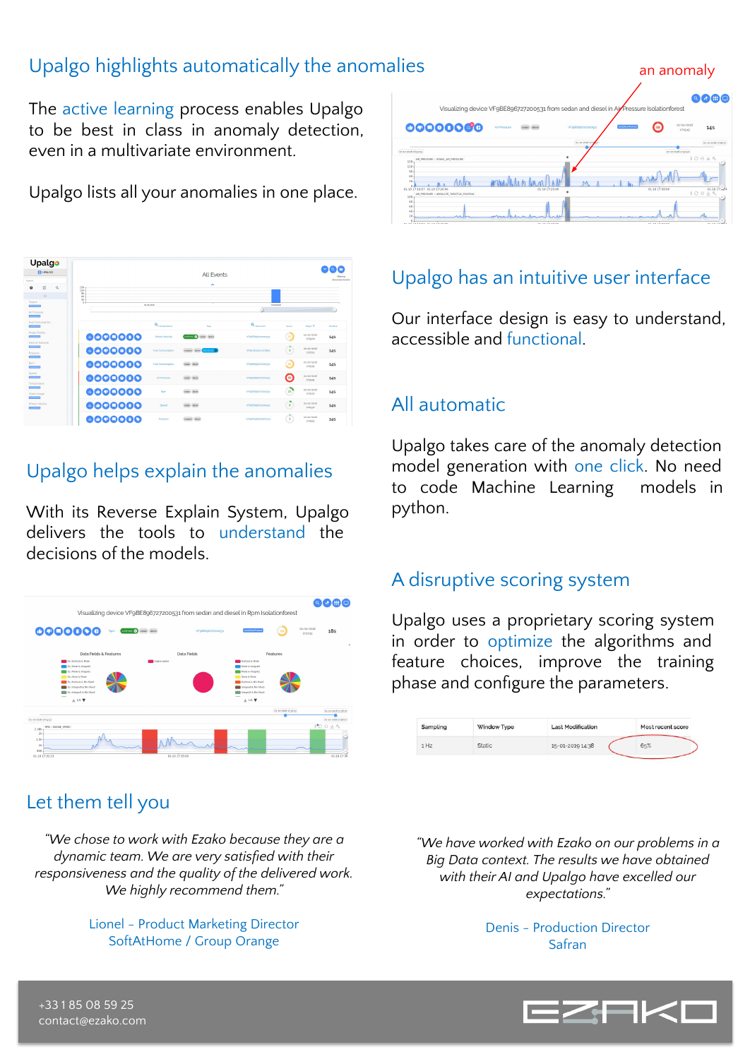## Upalgo highlights automatically the anomalies

The active learning process enables Upalgo to be best in class in anomaly detection, even in a multivariate environment.

Upalgo lists all your anomalies in one place.

an anomaly

## Upalgo has an intuitive user interface

Our interface design is easy to understand, accessible and functional.

## All automatic

Upalgo takes care of the anomaly detection model generation with one click. No need to code Machine Learning models in python.

## Upalgo helps explain the anomalies

With its Reverse Explain System, Upalgo delivers the tools to understand the decisions of the models.

## A disruptive scoring system

Upalgo uses a proprietary scoring system in order to optimize the algorithms and feature choices, improve the training phase and configure the parameters.

| Sampling | Window Type | Last Modification | Most recent score |
|---|---|---|---|
| 1 Hz | Static | 15-01-2019 14:38 | 65% |

## Let them tell you

*"We chose to work with Ezako because they are a dynamic team. We are very satisfied with their responsiveness and the quality of the delivered work. We highly recommend them."*

Lionel - Product Marketing Director
SoftAtHome / Group Orange

*"We have worked with Ezako on our problems in a Big Data context. The results we have obtained with their AI and Upalgo have excelled our expectations."*

Denis - Production Director
Safran

+33 1 85 08 59 25
contact@ezako.com

EZAKO